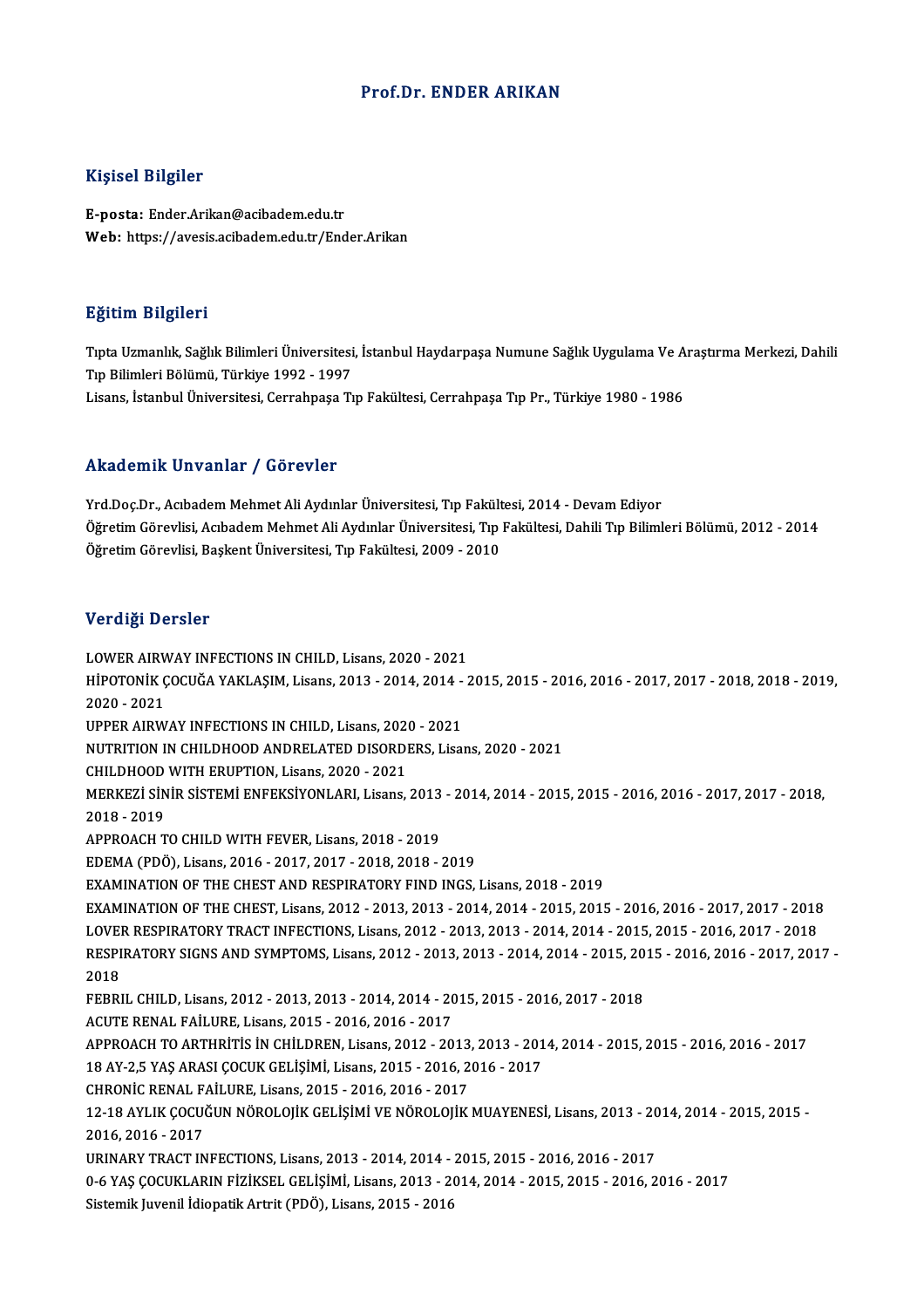# Prof.Dr. ENDER ARIKAN

## Kişisel Bilgiler

**E-posta:** Ender.Arikan@acibadem.edu.tr
**Web:** https://avesis.acibadem.edu.tr/Ender.Arikan

## Eğitim Bilgileri

Tıpta Uzmanlık, Sağlık Bilimleri Üniversitesi, İstanbul Haydarpaşa Numune Sağlık Uygulama Ve Araştırma Merkezi, Dahili Tıp Bilimleri Bölümü, Türkiye 1992 - 1997
Lisans, İstanbul Üniversitesi, Cerrahpaşa Tıp Fakültesi, Cerrahpaşa Tıp Pr., Türkiye 1980 - 1986

## Akademik Unvanlar / Görevler

Yrd.Doç.Dr., Acıbadem Mehmet Ali Aydınlar Üniversitesi, Tıp Fakültesi, 2014 - Devam Ediyor
Öğretim Görevlisi, Acıbadem Mehmet Ali Aydınlar Üniversitesi, Tıp Fakültesi, Dahili Tıp Bilimleri Bölümü, 2012 - 2014
Öğretim Görevlisi, Başkent Üniversitesi, Tıp Fakültesi, 2009 - 2010

## Verdiği Dersler

LOWER AIRWAY INFECTIONS IN CHILD, Lisans, 2020 - 2021
HİPOTONİK ÇOCUĞA YAKLAŞIM, Lisans, 2013 - 2014, 2014 - 2015, 2015 - 2016, 2016 - 2017, 2017 - 2018, 2018 - 2019, 2020 - 2021
UPPER AIRWAY INFECTIONS IN CHILD, Lisans, 2020 - 2021
NUTRITION IN CHILDHOOD ANDRELATED DISORDERS, Lisans, 2020 - 2021
CHILDHOOD WITH ERUPTION, Lisans, 2020 - 2021
MERKEZİ SİNİR SİSTEMİ ENFEKSİYONLARI, Lisans, 2013 - 2014, 2014 - 2015, 2015 - 2016, 2016 - 2017, 2017 - 2018, 2018 - 2019
APPROACH TO CHILD WITH FEVER, Lisans, 2018 - 2019
EDEMA (PDÖ), Lisans, 2016 - 2017, 2017 - 2018, 2018 - 2019
EXAMINATION OF THE CHEST AND RESPIRATORY FIND INGS, Lisans, 2018 - 2019
EXAMINATION OF THE CHEST, Lisans, 2012 - 2013, 2013 - 2014, 2014 - 2015, 2015 - 2016, 2016 - 2017, 2017 - 2018
LOVER RESPIRATORY TRACT INFECTIONS, Lisans, 2012 - 2013, 2013 - 2014, 2014 - 2015, 2015 - 2016, 2017 - 2018
RESPIRATORY SIGNS AND SYMPTOMS, Lisans, 2012 - 2013, 2013 - 2014, 2014 - 2015, 2015 - 2016, 2016 - 2017, 2017 - 2018
FEBRIL CHILD, Lisans, 2012 - 2013, 2013 - 2014, 2014 - 2015, 2015 - 2016, 2017 - 2018
ACUTE RENAL FAİLURE, Lisans, 2015 - 2016, 2016 - 2017
APPROACH TO ARTHRİTİS İN CHİLDREN, Lisans, 2012 - 2013, 2013 - 2014, 2014 - 2015, 2015 - 2016, 2016 - 2017
18 AY-2,5 YAŞ ARASI ÇOCUK GELİŞİMİ, Lisans, 2015 - 2016, 2016 - 2017
CHRONİC RENAL FAİLURE, Lisans, 2015 - 2016, 2016 - 2017
12-18 AYLIK ÇOCUĞUN NÖROLOJİK GELİŞİMİ VE NÖROLOJİK MUAYENESİ, Lisans, 2013 - 2014, 2014 - 2015, 2015 - 2016, 2016 - 2017
URINARY TRACT INFECTIONS, Lisans, 2013 - 2014, 2014 - 2015, 2015 - 2016, 2016 - 2017
0-6 YAŞ ÇOCUKLARIN FİZİKSEL GELİŞİMİ, Lisans, 2013 - 2014, 2014 - 2015, 2015 - 2016, 2016 - 2017
Sistemik Juvenil İdiopatik Artrit (PDÖ), Lisans, 2015 - 2016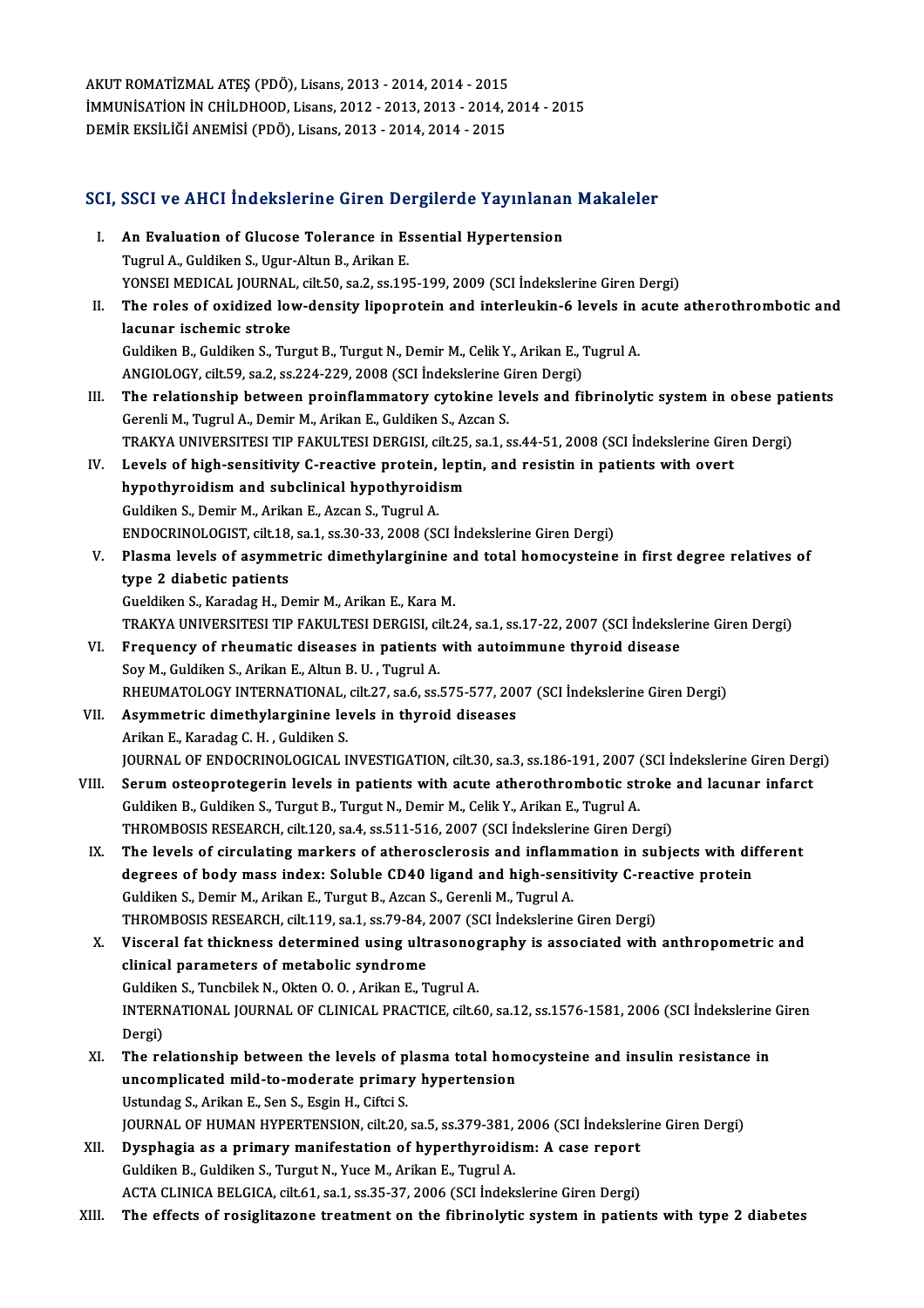AKUT ROMATİZMAL ATEŞ (PDÖ), Lisans, 2013 - 2014, 2014 - 2015
İMMUNİSATİON İN CHİLDHOOD, Lisans, 2012 - 2013, 2013 - 2014, 2014 - 2015
DEMİR EKSİLİĞİ ANEMİSİ (PDÖ), Lisans, 2013 - 2014, 2014 - 2015

## SCI, SSCI ve AHCI İndekslerine Giren Dergilerde Yayınlanan Makaleler

I. **An Evaluation of Glucose Tolerance in Essential Hypertension**
Tugrul A., Guldiken S., Ugur-Altun B., Arikan E.
YONSEI MEDICAL JOURNAL, cilt.50, sa.2, ss.195-199, 2009 (SCI İndekslerine Giren Dergi)

II. **The roles of oxidized low-density lipoprotein and interleukin-6 levels in acute atherothrombotic and lacunar ischemic stroke**
Guldiken B., Guldiken S., Turgut B., Turgut N., Demir M., Celik Y., Arikan E., Tugrul A.
ANGIOLOGY, cilt.59, sa.2, ss.224-229, 2008 (SCI İndekslerine Giren Dergi)

III. **The relationship between proinflammatory cytokine levels and fibrinolytic system in obese patients**
Gerenli M., Tugrul A., Demir M., Arikan E., Guldiken S., Azcan S.
TRAKYA UNIVERSITESI TIP FAKULTESI DERGISI, cilt.25, sa.1, ss.44-51, 2008 (SCI İndekslerine Giren Dergi)

IV. **Levels of high-sensitivity C-reactive protein, leptin, and resistin in patients with overt hypothyroidism and subclinical hypothyroidism**
Guldiken S., Demir M., Arikan E., Azcan S., Tugrul A.
ENDOCRINOLOGIST, cilt.18, sa.1, ss.30-33, 2008 (SCI İndekslerine Giren Dergi)

V. **Plasma levels of asymmetric dimethylarginine and total homocysteine in first degree relatives of type 2 diabetic patients**
Gueldiken S., Karadag H., Demir M., Arikan E., Kara M.
TRAKYA UNIVERSITESI TIP FAKULTESI DERGISI, cilt.24, sa.1, ss.17-22, 2007 (SCI İndekslerine Giren Dergi)

VI. **Frequency of rheumatic diseases in patients with autoimmune thyroid disease**
Soy M., Guldiken S., Arikan E., Altun B. U. , Tugrul A.
RHEUMATOLOGY INTERNATIONAL, cilt.27, sa.6, ss.575-577, 2007 (SCI İndekslerine Giren Dergi)

VII. **Asymmetric dimethylarginine levels in thyroid diseases**
Arikan E., Karadag C. H. , Guldiken S.
JOURNAL OF ENDOCRINOLOGICAL INVESTIGATION, cilt.30, sa.3, ss.186-191, 2007 (SCI İndekslerine Giren Dergi)

VIII. **Serum osteoprotegerin levels in patients with acute atherothrombotic stroke and lacunar infarct**
Guldiken B., Guldiken S., Turgut B., Turgut N., Demir M., Celik Y., Arikan E., Tugrul A.
THROMBOSIS RESEARCH, cilt.120, sa.4, ss.511-516, 2007 (SCI İndekslerine Giren Dergi)

IX. **The levels of circulating markers of atherosclerosis and inflammation in subjects with different degrees of body mass index: Soluble CD40 ligand and high-sensitivity C-reactive protein**
Guldiken S., Demir M., Arikan E., Turgut B., Azcan S., Gerenli M., Tugrul A.
THROMBOSIS RESEARCH, cilt.119, sa.1, ss.79-84, 2007 (SCI İndekslerine Giren Dergi)

X. **Visceral fat thickness determined using ultrasonography is associated with anthropometric and clinical parameters of metabolic syndrome**
Guldiken S., Tuncbilek N., Okten O. O. , Arikan E., Tugrul A.
INTERNATIONAL JOURNAL OF CLINICAL PRACTICE, cilt.60, sa.12, ss.1576-1581, 2006 (SCI İndekslerine Giren Dergi)

XI. **The relationship between the levels of plasma total homocysteine and insulin resistance in uncomplicated mild-to-moderate primary hypertension**
Ustundag S., Arikan E., Sen S., Esgin H., Ciftci S.
JOURNAL OF HUMAN HYPERTENSION, cilt.20, sa.5, ss.379-381, 2006 (SCI İndekslerine Giren Dergi)

XII. **Dysphagia as a primary manifestation of hyperthyroidism: A case report**
Guldiken B., Guldiken S., Turgut N., Yuce M., Arikan E., Tugrul A.
ACTA CLINICA BELGICA, cilt.61, sa.1, ss.35-37, 2006 (SCI İndekslerine Giren Dergi)

XIII. **The effects of rosiglitazone treatment on the fibrinolytic system in patients with type 2 diabetes**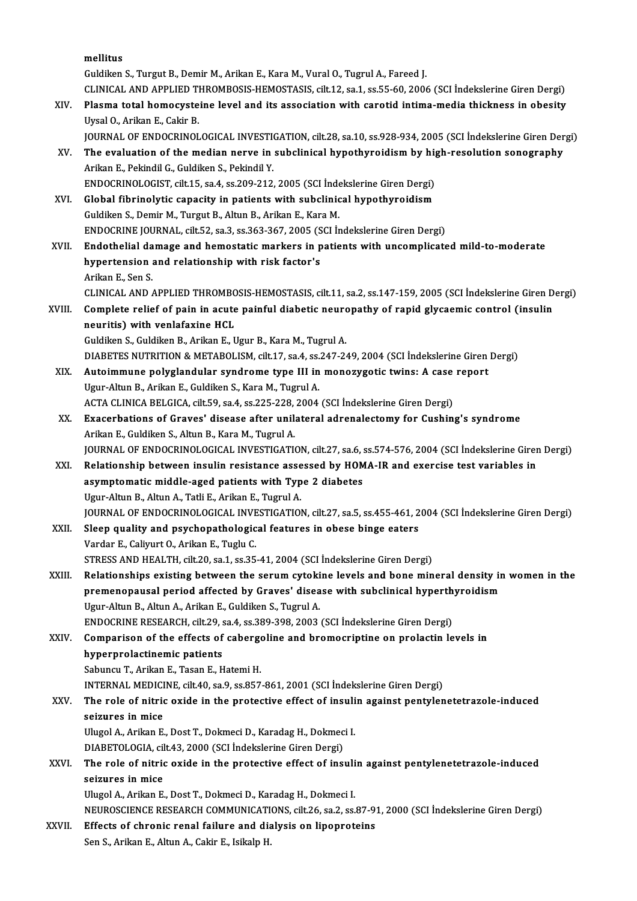mellitus
Guldiken S., Turgut B., Demir M., Arikan E., Kara M., Vural O., Tugrul A., Fareed J.
CLINICAL AND APPLIED THROMBOSIS-HEMOSTASIS, cilt.12, sa.1, ss.55-60, 2006 (SCI İndekslerine Giren Dergi)

XIV. **Plasma total homocysteine level and its association with carotid intima-media thickness in obesity**
Uysal O., Arikan E., Cakir B.
JOURNAL OF ENDOCRINOLOGICAL INVESTIGATION, cilt.28, sa.10, ss.928-934, 2005 (SCI İndekslerine Giren Dergi)

XV. **The evaluation of the median nerve in subclinical hypothyroidism by high-resolution sonography**
Arikan E., Pekindil G., Guldiken S., Pekindil Y.
ENDOCRINOLOGIST, cilt.15, sa.4, ss.209-212, 2005 (SCI İndekslerine Giren Dergi)

XVI. **Global fibrinolytic capacity in patients with subclinical hypothyroidism**
Guldiken S., Demir M., Turgut B., Altun B., Arikan E., Kara M.
ENDOCRINE JOURNAL, cilt.52, sa.3, ss.363-367, 2005 (SCI İndekslerine Giren Dergi)

XVII. **Endothelial damage and hemostatic markers in patients with uncomplicated mild-to-moderate hypertension and relationship with risk factor's**
Arikan E., Sen S.
CLINICAL AND APPLIED THROMBOSIS-HEMOSTASIS, cilt.11, sa.2, ss.147-159, 2005 (SCI İndekslerine Giren Dergi)

XVIII. **Complete relief of pain in acute painful diabetic neuropathy of rapid glycaemic control (insulin neuritis) with venlafaxine HCL**
Guldiken S., Guldiken B., Arikan E., Ugur B., Kara M., Tugrul A.
DIABETES NUTRITION & METABOLISM, cilt.17, sa.4, ss.247-249, 2004 (SCI İndekslerine Giren Dergi)

XIX. **Autoimmune polyglandular syndrome type III in monozygotic twins: A case report**
Ugur-Altun B., Arikan E., Guldiken S., Kara M., Tugrul A.
ACTA CLINICA BELGICA, cilt.59, sa.4, ss.225-228, 2004 (SCI İndekslerine Giren Dergi)

XX. **Exacerbations of Graves' disease after unilateral adrenalectomy for Cushing's syndrome**
Arikan E., Guldiken S., Altun B., Kara M., Tugrul A.
JOURNAL OF ENDOCRINOLOGICAL INVESTIGATION, cilt.27, sa.6, ss.574-576, 2004 (SCI İndekslerine Giren Dergi)

XXI. **Relationship between insulin resistance assessed by HOMA-IR and exercise test variables in asymptomatic middle-aged patients with Type 2 diabetes**
Ugur-Altun B., Altun A., Tatli E., Arikan E., Tugrul A.
JOURNAL OF ENDOCRINOLOGICAL INVESTIGATION, cilt.27, sa.5, ss.455-461, 2004 (SCI İndekslerine Giren Dergi)

XXII. **Sleep quality and psychopathological features in obese binge eaters**
Vardar E., Caliyurt O., Arikan E., Tuglu C.
STRESS AND HEALTH, cilt.20, sa.1, ss.35-41, 2004 (SCI İndekslerine Giren Dergi)

XXIII. **Relationships existing between the serum cytokine levels and bone mineral density in women in the premenopausal period affected by Graves' disease with subclinical hyperthyroidism**
Ugur-Altun B., Altun A., Arikan E., Guldiken S., Tugrul A.
ENDOCRINE RESEARCH, cilt.29, sa.4, ss.389-398, 2003 (SCI İndekslerine Giren Dergi)

XXIV. **Comparison of the effects of cabergoline and bromocriptine on prolactin levels in hyperprolactinemic patients**
Sabuncu T., Arikan E., Tasan E., Hatemi H.
INTERNAL MEDICINE, cilt.40, sa.9, ss.857-861, 2001 (SCI İndekslerine Giren Dergi)

XXV. **The role of nitric oxide in the protective effect of insulin against pentylenetetrazole-induced seizures in mice**
Ulugol A., Arikan E., Dost T., Dokmeci D., Karadag H., Dokmeci I.
DIABETOLOGIA, cilt.43, 2000 (SCI İndekslerine Giren Dergi)

XXVI. **The role of nitric oxide in the protective effect of insulin against pentylenetetrazole-induced seizures in mice**
Ulugol A., Arikan E., Dost T., Dokmeci D., Karadag H., Dokmeci I.
NEUROSCIENCE RESEARCH COMMUNICATIONS, cilt.26, sa.2, ss.87-91, 2000 (SCI İndekslerine Giren Dergi)

XXVII. **Effects of chronic renal failure and dialysis on lipoproteins**
Sen S., Arikan E., Altun A., Cakir E., Isikalp H.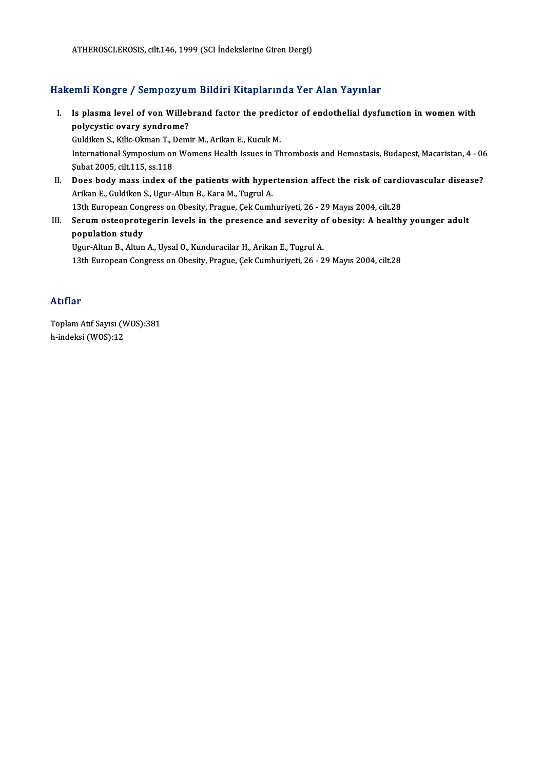ATHEROSCLEROSIS, cilt.146, 1999 (SCI İndekslerine Giren Dergi)

## Hakemli Kongre / Sempozyum Bildiri Kitaplarında Yer Alan Yayınlar

I. **Is plasma level of von Willebrand factor the predictor of endothelial dysfunction in women with polycystic ovary syndrome?**
   Guldiken S., Kilic-Okman T., Demir M., Arikan E., Kucuk M.
   International Symposium on Womens Health Issues in Thrombosis and Hemostasis, Budapest, Macaristan, 4 - 06 Şubat 2005, cilt.115, ss.118

II. **Does body mass index of the patients with hypertension affect the risk of cardiovascular disease?**
   Arikan E., Guldiken S., Ugur-Altun B., Kara M., Tugrul A.
   13th European Congress on Obesity, Prague, Çek Cumhuriyeti, 26 - 29 Mayıs 2004, cilt.28

III. **Serum osteoprotegerin levels in the presence and severity of obesity: A healthy younger adult population study**
   Ugur-Altun B., Altun A., Uysal O., Kunduracilar H., Arikan E., Tugrul A.
   13th European Congress on Obesity, Prague, Çek Cumhuriyeti, 26 - 29 Mayıs 2004, cilt.28

## Atıflar

Toplam Atıf Sayısı (WOS):381
h-indeksi (WOS):12